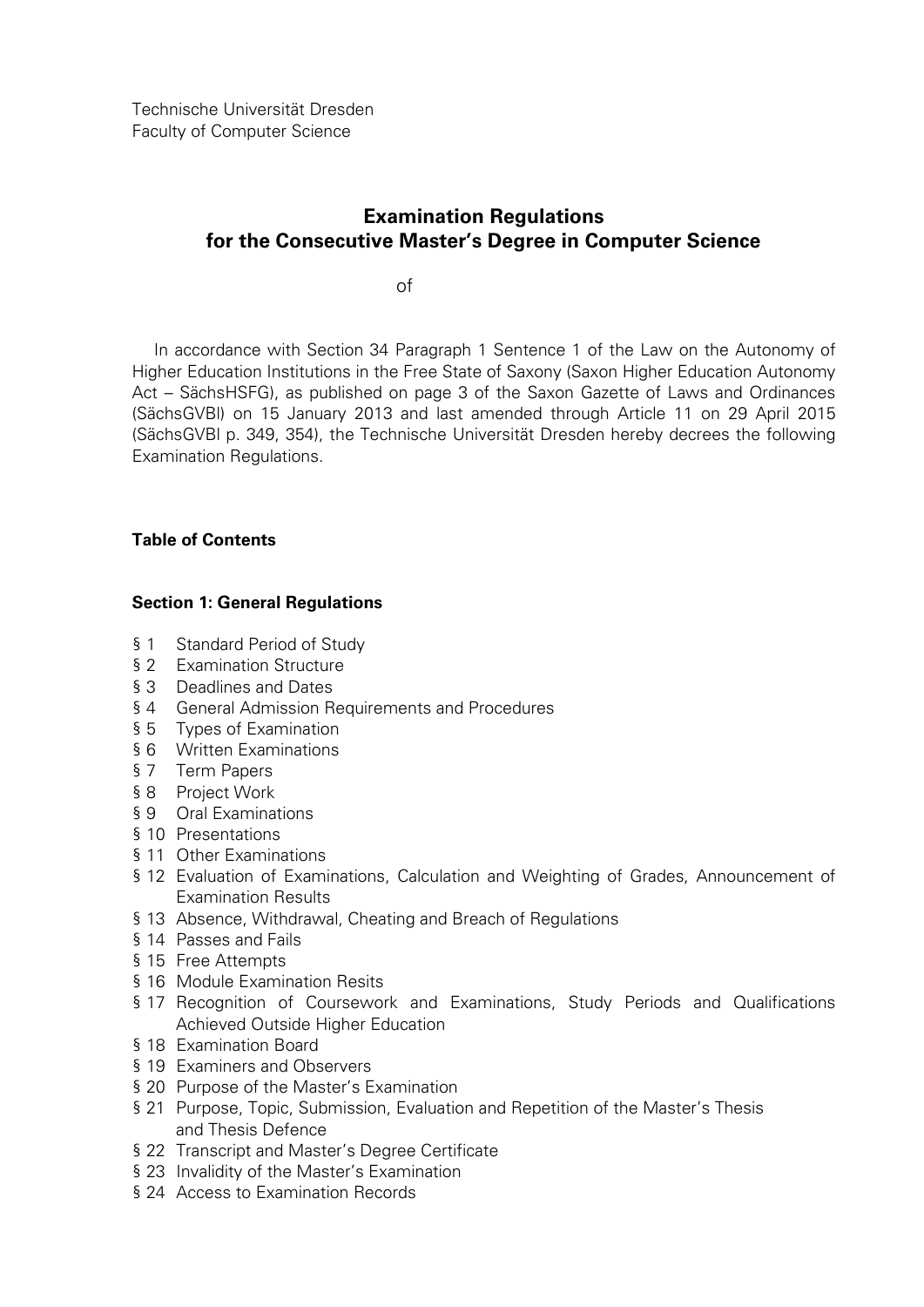Technische Universität Dresden
Faculty of Computer Science

# Examination Regulations for the Consecutive Master's Degree in Computer Science

of

In accordance with Section 34 Paragraph 1 Sentence 1 of the Law on the Autonomy of Higher Education Institutions in the Free State of Saxony (Saxon Higher Education Autonomy Act – SächsHSFG), as published on page 3 of the Saxon Gazette of Laws and Ordinances (SächsGVBl) on 15 January 2013 and last amended through Article 11 on 29 April 2015 (SächsGVBl p. 349, 354), the Technische Universität Dresden hereby decrees the following Examination Regulations.

**Table of Contents**

**Section 1: General Regulations**

§ 1 Standard Period of Study
§ 2 Examination Structure
§ 3 Deadlines and Dates
§ 4 General Admission Requirements and Procedures
§ 5 Types of Examination
§ 6 Written Examinations
§ 7 Term Papers
§ 8 Project Work
§ 9 Oral Examinations
§ 10 Presentations
§ 11 Other Examinations
§ 12 Evaluation of Examinations, Calculation and Weighting of Grades, Announcement of Examination Results
§ 13 Absence, Withdrawal, Cheating and Breach of Regulations
§ 14 Passes and Fails
§ 15 Free Attempts
§ 16 Module Examination Resits
§ 17 Recognition of Coursework and Examinations, Study Periods and Qualifications Achieved Outside Higher Education
§ 18 Examination Board
§ 19 Examiners and Observers
§ 20 Purpose of the Master's Examination
§ 21 Purpose, Topic, Submission, Evaluation and Repetition of the Master's Thesis and Thesis Defence
§ 22 Transcript and Master's Degree Certificate
§ 23 Invalidity of the Master's Examination
§ 24 Access to Examination Records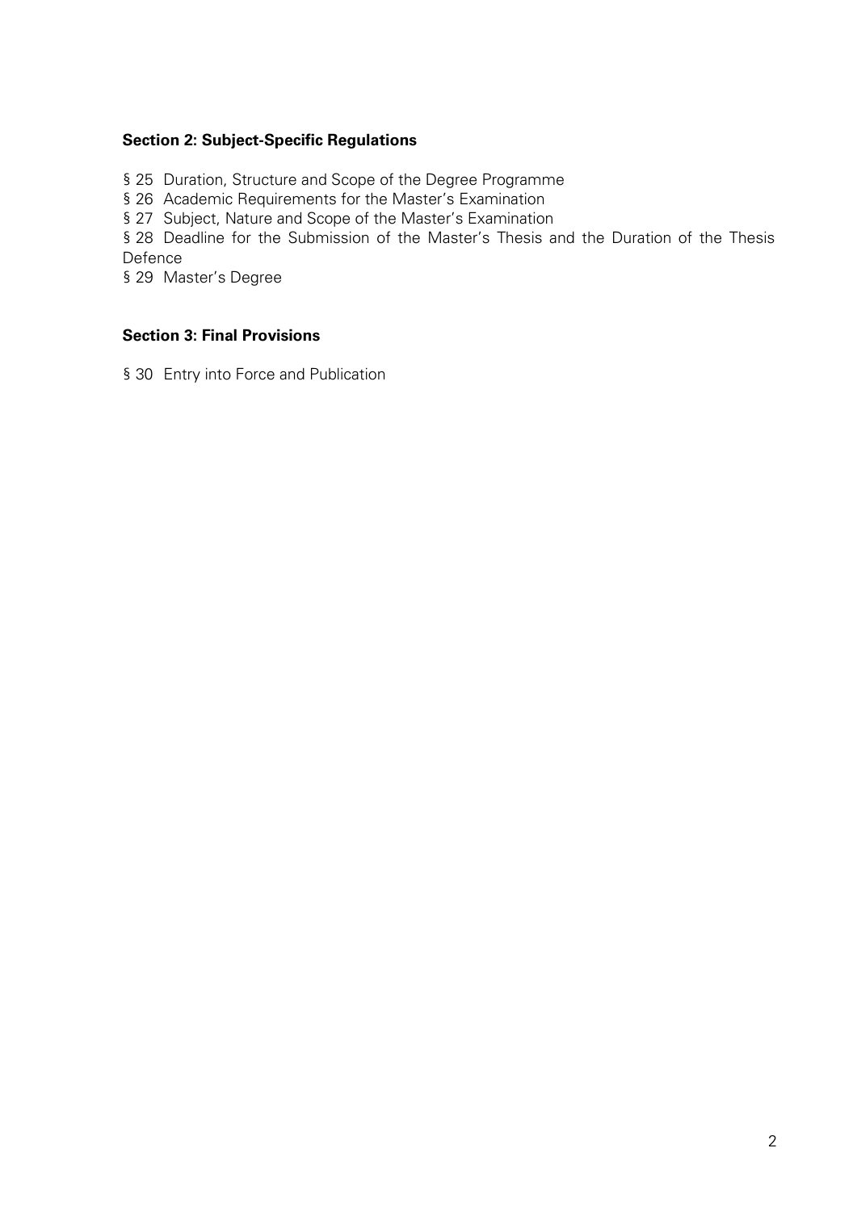**Section 2: Subject-Specific Regulations**

§ 25 Duration, Structure and Scope of the Degree Programme

§ 26 Academic Requirements for the Master's Examination

§ 27 Subject, Nature and Scope of the Master's Examination

§ 28 Deadline for the Submission of the Master's Thesis and the Duration of the Thesis Defence

§ 29 Master's Degree

**Section 3: Final Provisions**

§ 30 Entry into Force and Publication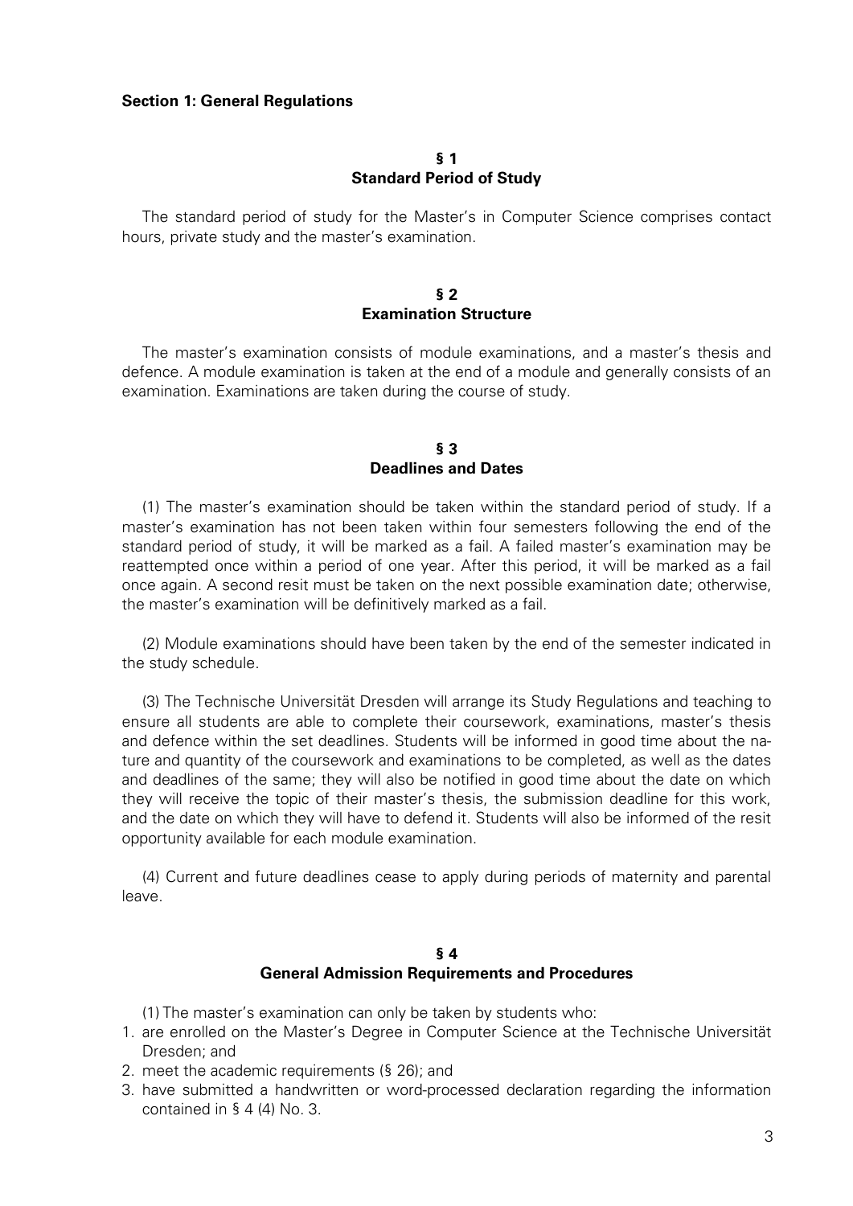## Section 1: General Regulations

### § 1
### Standard Period of Study

The standard period of study for the Master's in Computer Science comprises contact hours, private study and the master's examination.

### § 2
### Examination Structure

The master's examination consists of module examinations, and a master's thesis and defence. A module examination is taken at the end of a module and generally consists of an examination. Examinations are taken during the course of study.

### § 3
### Deadlines and Dates

(1) The master's examination should be taken within the standard period of study. If a master's examination has not been taken within four semesters following the end of the standard period of study, it will be marked as a fail. A failed master's examination may be reattempted once within a period of one year. After this period, it will be marked as a fail once again. A second resit must be taken on the next possible examination date; otherwise, the master's examination will be definitively marked as a fail.

(2) Module examinations should have been taken by the end of the semester indicated in the study schedule.

(3) The Technische Universität Dresden will arrange its Study Regulations and teaching to ensure all students are able to complete their coursework, examinations, master's thesis and defence within the set deadlines. Students will be informed in good time about the nature and quantity of the coursework and examinations to be completed, as well as the dates and deadlines of the same; they will also be notified in good time about the date on which they will receive the topic of their master's thesis, the submission deadline for this work, and the date on which they will have to defend it. Students will also be informed of the resit opportunity available for each module examination.

(4) Current and future deadlines cease to apply during periods of maternity and parental leave.

### § 4
### General Admission Requirements and Procedures

(1) The master's examination can only be taken by students who:

1. are enrolled on the Master's Degree in Computer Science at the Technische Universität Dresden; and
2. meet the academic requirements (§ 26); and
3. have submitted a handwritten or word-processed declaration regarding the information contained in § 4 (4) No. 3.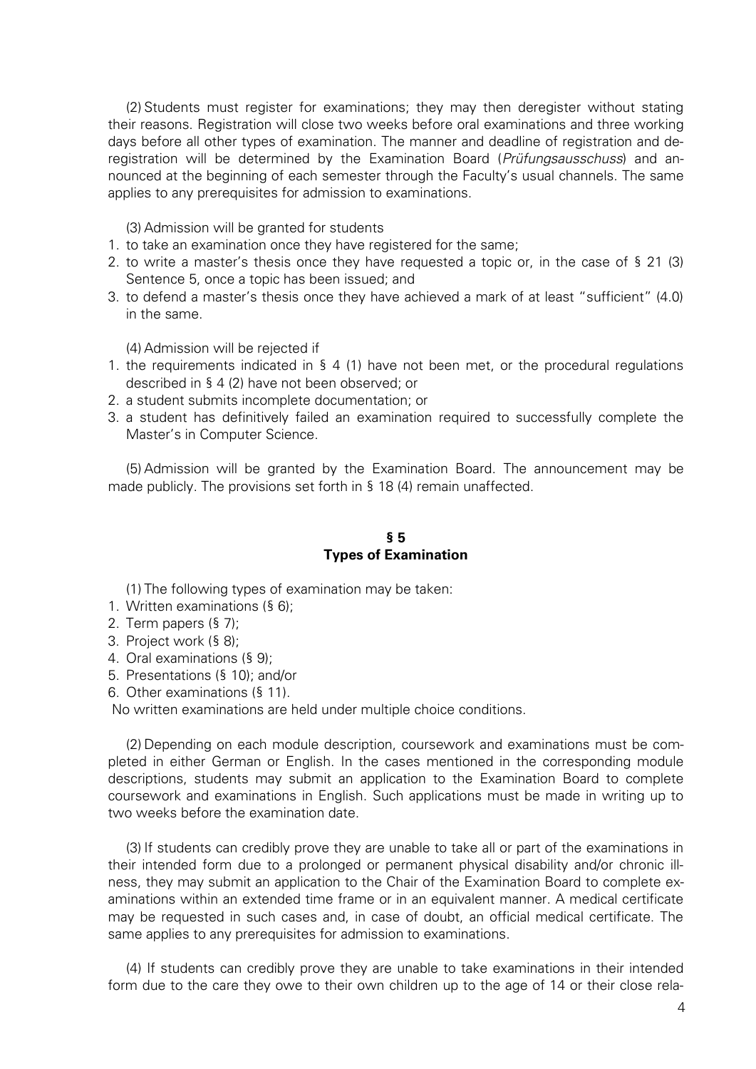(2) Students must register for examinations; they may then deregister without stating their reasons. Registration will close two weeks before oral examinations and three working days before all other types of examination. The manner and deadline of registration and deregistration will be determined by the Examination Board (*Prüfungsausschuss*) and announced at the beginning of each semester through the Faculty's usual channels. The same applies to any prerequisites for admission to examinations.

(3) Admission will be granted for students

1. to take an examination once they have registered for the same;
2. to write a master's thesis once they have requested a topic or, in the case of § 21 (3) Sentence 5, once a topic has been issued; and
3. to defend a master's thesis once they have achieved a mark of at least "sufficient" (4.0) in the same.

(4) Admission will be rejected if

1. the requirements indicated in § 4 (1) have not been met, or the procedural regulations described in § 4 (2) have not been observed; or
2. a student submits incomplete documentation; or
3. a student has definitively failed an examination required to successfully complete the Master's in Computer Science.

(5) Admission will be granted by the Examination Board. The announcement may be made publicly. The provisions set forth in § 18 (4) remain unaffected.

## § 5
## Types of Examination

(1) The following types of examination may be taken:

1. Written examinations (§ 6);
2. Term papers (§ 7);
3. Project work (§ 8);
4. Oral examinations (§ 9);
5. Presentations (§ 10); and/or
6. Other examinations (§ 11).

No written examinations are held under multiple choice conditions.

(2) Depending on each module description, coursework and examinations must be completed in either German or English. In the cases mentioned in the corresponding module descriptions, students may submit an application to the Examination Board to complete coursework and examinations in English. Such applications must be made in writing up to two weeks before the examination date.

(3) If students can credibly prove they are unable to take all or part of the examinations in their intended form due to a prolonged or permanent physical disability and/or chronic illness, they may submit an application to the Chair of the Examination Board to complete examinations within an extended time frame or in an equivalent manner. A medical certificate may be requested in such cases and, in case of doubt, an official medical certificate. The same applies to any prerequisites for admission to examinations.

(4) If students can credibly prove they are unable to take examinations in their intended form due to the care they owe to their own children up to the age of 14 or their close rela-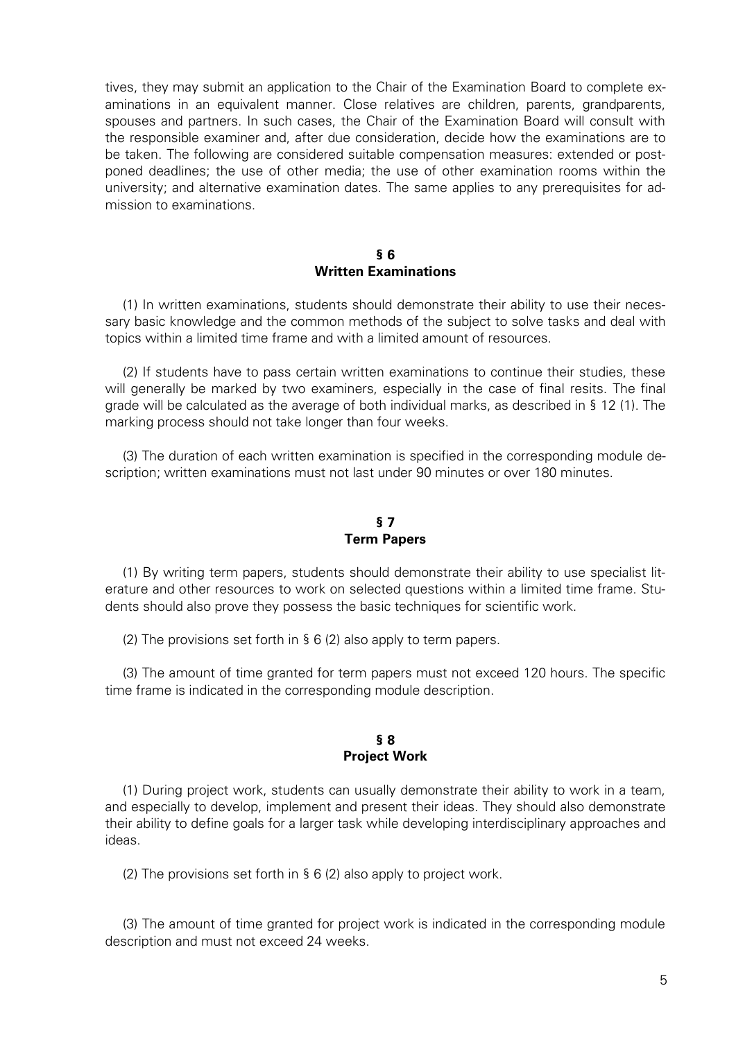tives, they may submit an application to the Chair of the Examination Board to complete examinations in an equivalent manner. Close relatives are children, parents, grandparents, spouses and partners. In such cases, the Chair of the Examination Board will consult with the responsible examiner and, after due consideration, decide how the examinations are to be taken. The following are considered suitable compensation measures: extended or postponed deadlines; the use of other media; the use of other examination rooms within the university; and alternative examination dates. The same applies to any prerequisites for admission to examinations.

## § 6
## Written Examinations

(1) In written examinations, students should demonstrate their ability to use their necessary basic knowledge and the common methods of the subject to solve tasks and deal with topics within a limited time frame and with a limited amount of resources.

(2) If students have to pass certain written examinations to continue their studies, these will generally be marked by two examiners, especially in the case of final resits. The final grade will be calculated as the average of both individual marks, as described in § 12 (1). The marking process should not take longer than four weeks.

(3) The duration of each written examination is specified in the corresponding module description; written examinations must not last under 90 minutes or over 180 minutes.

## § 7
## Term Papers

(1) By writing term papers, students should demonstrate their ability to use specialist literature and other resources to work on selected questions within a limited time frame. Students should also prove they possess the basic techniques for scientific work.

(2) The provisions set forth in § 6 (2) also apply to term papers.

(3) The amount of time granted for term papers must not exceed 120 hours. The specific time frame is indicated in the corresponding module description.

## § 8
## Project Work

(1) During project work, students can usually demonstrate their ability to work in a team, and especially to develop, implement and present their ideas. They should also demonstrate their ability to define goals for a larger task while developing interdisciplinary approaches and ideas.

(2) The provisions set forth in § 6 (2) also apply to project work.

(3) The amount of time granted for project work is indicated in the corresponding module description and must not exceed 24 weeks.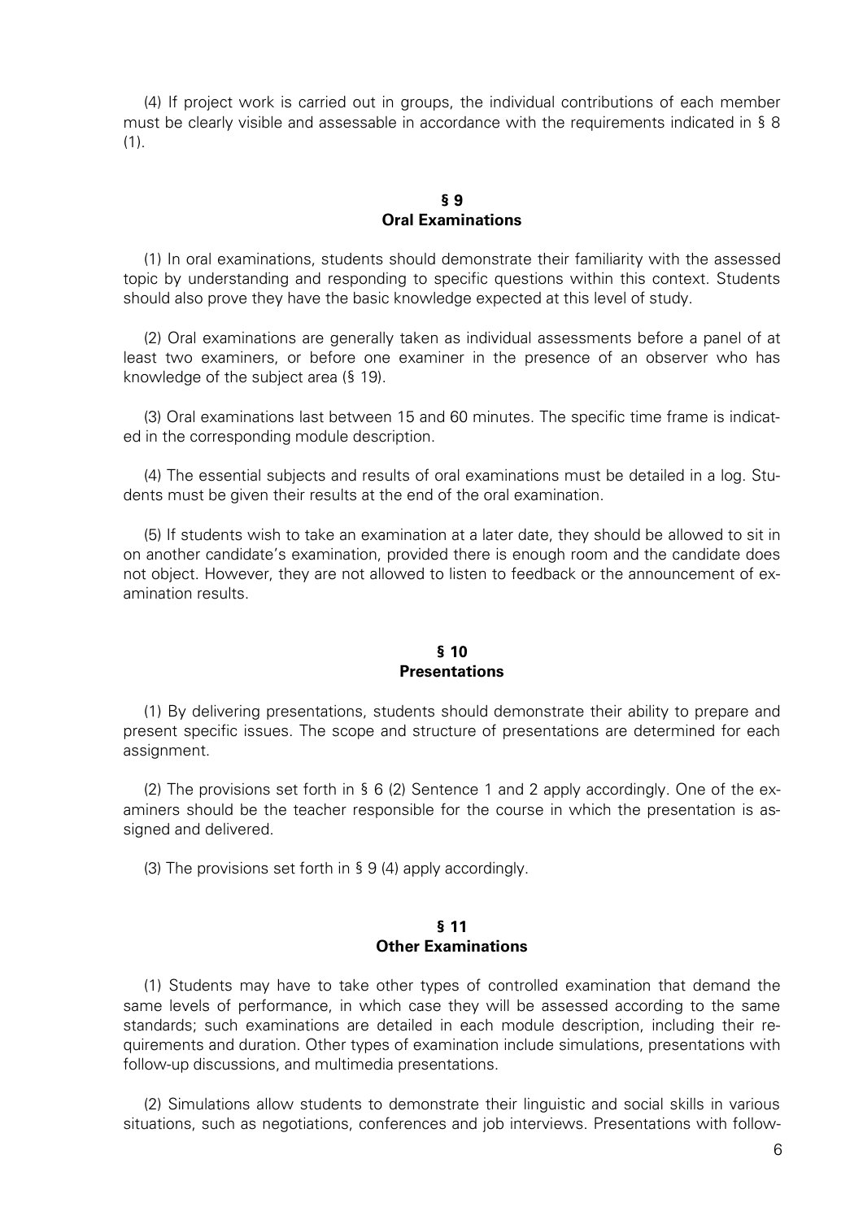(4) If project work is carried out in groups, the individual contributions of each member must be clearly visible and assessable in accordance with the requirements indicated in § 8 (1).

## § 9
## Oral Examinations

(1) In oral examinations, students should demonstrate their familiarity with the assessed topic by understanding and responding to specific questions within this context. Students should also prove they have the basic knowledge expected at this level of study.

(2) Oral examinations are generally taken as individual assessments before a panel of at least two examiners, or before one examiner in the presence of an observer who has knowledge of the subject area (§ 19).

(3) Oral examinations last between 15 and 60 minutes. The specific time frame is indicated in the corresponding module description.

(4) The essential subjects and results of oral examinations must be detailed in a log. Students must be given their results at the end of the oral examination.

(5) If students wish to take an examination at a later date, they should be allowed to sit in on another candidate's examination, provided there is enough room and the candidate does not object. However, they are not allowed to listen to feedback or the announcement of examination results.

## § 10
## Presentations

(1) By delivering presentations, students should demonstrate their ability to prepare and present specific issues. The scope and structure of presentations are determined for each assignment.

(2) The provisions set forth in § 6 (2) Sentence 1 and 2 apply accordingly. One of the examiners should be the teacher responsible for the course in which the presentation is assigned and delivered.

(3) The provisions set forth in § 9 (4) apply accordingly.

## § 11
## Other Examinations

(1) Students may have to take other types of controlled examination that demand the same levels of performance, in which case they will be assessed according to the same standards; such examinations are detailed in each module description, including their requirements and duration. Other types of examination include simulations, presentations with follow-up discussions, and multimedia presentations.

(2) Simulations allow students to demonstrate their linguistic and social skills in various situations, such as negotiations, conferences and job interviews. Presentations with follow-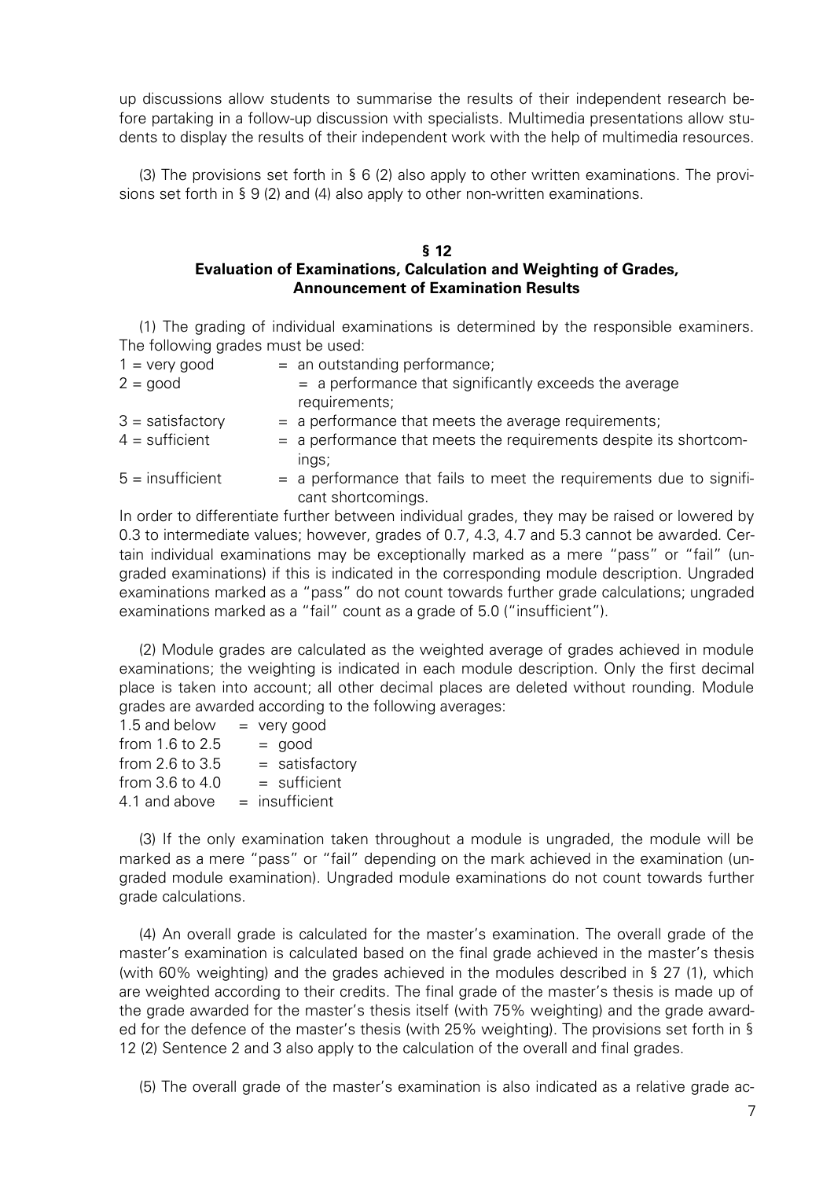up discussions allow students to summarise the results of their independent research before partaking in a follow-up discussion with specialists. Multimedia presentations allow students to display the results of their independent work with the help of multimedia resources.

(3) The provisions set forth in § 6 (2) also apply to other written examinations. The provisions set forth in § 9 (2) and (4) also apply to other non-written examinations.

## § 12
## Evaluation of Examinations, Calculation and Weighting of Grades, Announcement of Examination Results

(1) The grading of individual examinations is determined by the responsible examiners. The following grades must be used:

1 = very good = an outstanding performance;
2 = good = a performance that significantly exceeds the average requirements;
3 = satisfactory = a performance that meets the average requirements;
4 = sufficient = a performance that meets the requirements despite its shortcomings;
5 = insufficient = a performance that fails to meet the requirements due to significant shortcomings.

In order to differentiate further between individual grades, they may be raised or lowered by 0.3 to intermediate values; however, grades of 0.7, 4.3, 4.7 and 5.3 cannot be awarded. Certain individual examinations may be exceptionally marked as a mere "pass" or "fail" (ungraded examinations) if this is indicated in the corresponding module description. Ungraded examinations marked as a "pass" do not count towards further grade calculations; ungraded examinations marked as a "fail" count as a grade of 5.0 ("insufficient").

(2) Module grades are calculated as the weighted average of grades achieved in module examinations; the weighting is indicated in each module description. Only the first decimal place is taken into account; all other decimal places are deleted without rounding. Module grades are awarded according to the following averages:

1.5 and below = very good
from 1.6 to 2.5 = good
from 2.6 to 3.5 = satisfactory
from 3.6 to 4.0 = sufficient
4.1 and above = insufficient

(3) If the only examination taken throughout a module is ungraded, the module will be marked as a mere "pass" or "fail" depending on the mark achieved in the examination (ungraded module examination). Ungraded module examinations do not count towards further grade calculations.

(4) An overall grade is calculated for the master's examination. The overall grade of the master's examination is calculated based on the final grade achieved in the master's thesis (with 60% weighting) and the grades achieved in the modules described in § 27 (1), which are weighted according to their credits. The final grade of the master's thesis is made up of the grade awarded for the master's thesis itself (with 75% weighting) and the grade awarded for the defence of the master's thesis (with 25% weighting). The provisions set forth in § 12 (2) Sentence 2 and 3 also apply to the calculation of the overall and final grades.

(5) The overall grade of the master's examination is also indicated as a relative grade ac-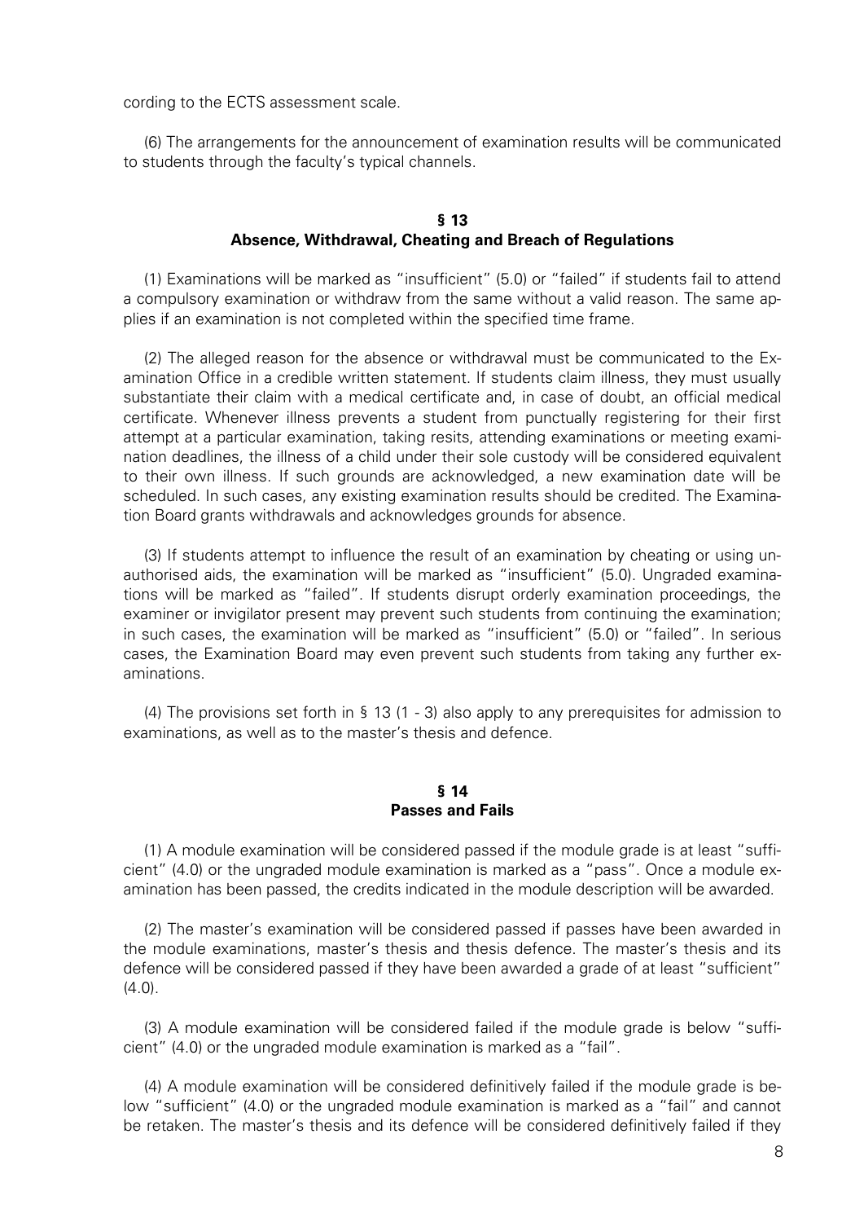cording to the ECTS assessment scale.

(6) The arrangements for the announcement of examination results will be communicated to students through the faculty's typical channels.

## § 13
## Absence, Withdrawal, Cheating and Breach of Regulations

(1) Examinations will be marked as "insufficient" (5.0) or "failed" if students fail to attend a compulsory examination or withdraw from the same without a valid reason. The same applies if an examination is not completed within the specified time frame.

(2) The alleged reason for the absence or withdrawal must be communicated to the Examination Office in a credible written statement. If students claim illness, they must usually substantiate their claim with a medical certificate and, in case of doubt, an official medical certificate. Whenever illness prevents a student from punctually registering for their first attempt at a particular examination, taking resits, attending examinations or meeting examination deadlines, the illness of a child under their sole custody will be considered equivalent to their own illness. If such grounds are acknowledged, a new examination date will be scheduled. In such cases, any existing examination results should be credited. The Examination Board grants withdrawals and acknowledges grounds for absence.

(3) If students attempt to influence the result of an examination by cheating or using unauthorised aids, the examination will be marked as "insufficient" (5.0). Ungraded examinations will be marked as "failed". If students disrupt orderly examination proceedings, the examiner or invigilator present may prevent such students from continuing the examination; in such cases, the examination will be marked as "insufficient" (5.0) or "failed". In serious cases, the Examination Board may even prevent such students from taking any further examinations.

(4) The provisions set forth in § 13 (1 - 3) also apply to any prerequisites for admission to examinations, as well as to the master's thesis and defence.

## § 14
## Passes and Fails

(1) A module examination will be considered passed if the module grade is at least "sufficient" (4.0) or the ungraded module examination is marked as a "pass". Once a module examination has been passed, the credits indicated in the module description will be awarded.

(2) The master's examination will be considered passed if passes have been awarded in the module examinations, master's thesis and thesis defence. The master's thesis and its defence will be considered passed if they have been awarded a grade of at least "sufficient" (4.0).

(3) A module examination will be considered failed if the module grade is below "sufficient" (4.0) or the ungraded module examination is marked as a "fail".

(4) A module examination will be considered definitively failed if the module grade is below "sufficient" (4.0) or the ungraded module examination is marked as a "fail" and cannot be retaken. The master's thesis and its defence will be considered definitively failed if they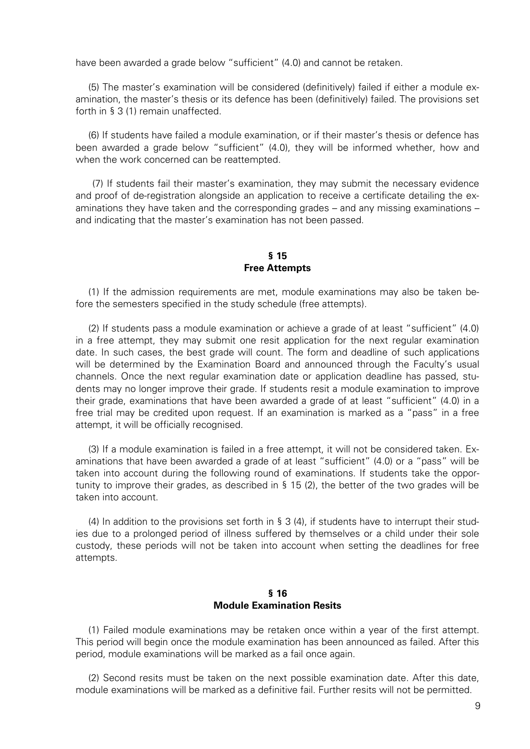have been awarded a grade below "sufficient" (4.0) and cannot be retaken.

(5) The master's examination will be considered (definitively) failed if either a module examination, the master's thesis or its defence has been (definitively) failed. The provisions set forth in § 3 (1) remain unaffected.

(6) If students have failed a module examination, or if their master's thesis or defence has been awarded a grade below "sufficient" (4.0), they will be informed whether, how and when the work concerned can be reattempted.

(7) If students fail their master's examination, they may submit the necessary evidence and proof of de-registration alongside an application to receive a certificate detailing the examinations they have taken and the corresponding grades – and any missing examinations – and indicating that the master's examination has not been passed.

## § 15
## Free Attempts

(1) If the admission requirements are met, module examinations may also be taken before the semesters specified in the study schedule (free attempts).

(2) If students pass a module examination or achieve a grade of at least "sufficient" (4.0) in a free attempt, they may submit one resit application for the next regular examination date. In such cases, the best grade will count. The form and deadline of such applications will be determined by the Examination Board and announced through the Faculty's usual channels. Once the next regular examination date or application deadline has passed, students may no longer improve their grade. If students resit a module examination to improve their grade, examinations that have been awarded a grade of at least "sufficient" (4.0) in a free trial may be credited upon request. If an examination is marked as a "pass" in a free attempt, it will be officially recognised.

(3) If a module examination is failed in a free attempt, it will not be considered taken. Examinations that have been awarded a grade of at least "sufficient" (4.0) or a "pass" will be taken into account during the following round of examinations. If students take the opportunity to improve their grades, as described in § 15 (2), the better of the two grades will be taken into account.

(4) In addition to the provisions set forth in § 3 (4), if students have to interrupt their studies due to a prolonged period of illness suffered by themselves or a child under their sole custody, these periods will not be taken into account when setting the deadlines for free attempts.

## § 16
## Module Examination Resits

(1) Failed module examinations may be retaken once within a year of the first attempt. This period will begin once the module examination has been announced as failed. After this period, module examinations will be marked as a fail once again.

(2) Second resits must be taken on the next possible examination date. After this date, module examinations will be marked as a definitive fail. Further resits will not be permitted.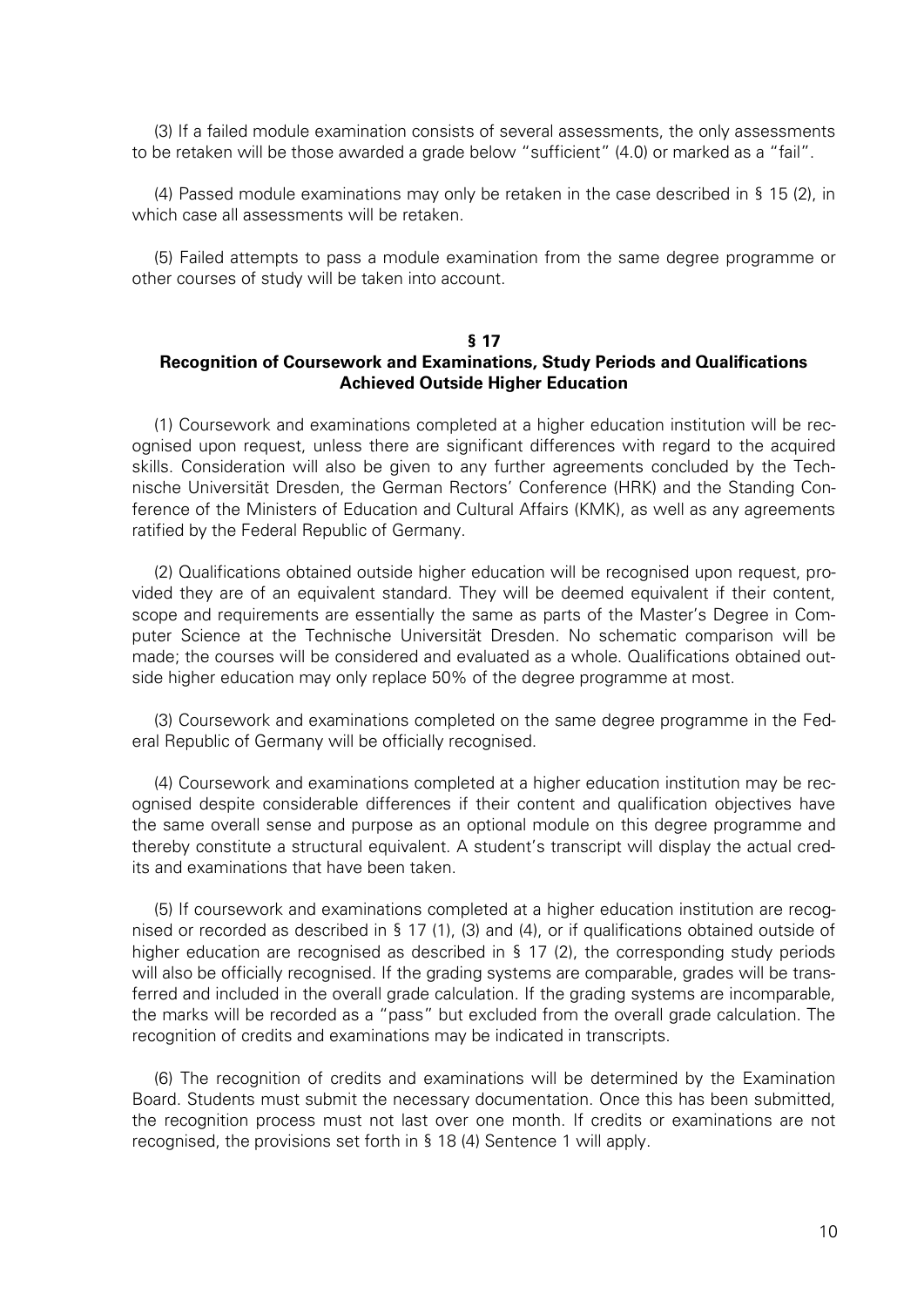(3) If a failed module examination consists of several assessments, the only assessments to be retaken will be those awarded a grade below "sufficient" (4.0) or marked as a "fail".

(4) Passed module examinations may only be retaken in the case described in § 15 (2), in which case all assessments will be retaken.

(5) Failed attempts to pass a module examination from the same degree programme or other courses of study will be taken into account.

## § 17
## Recognition of Coursework and Examinations, Study Periods and Qualifications Achieved Outside Higher Education

(1) Coursework and examinations completed at a higher education institution will be recognised upon request, unless there are significant differences with regard to the acquired skills. Consideration will also be given to any further agreements concluded by the Technische Universität Dresden, the German Rectors' Conference (HRK) and the Standing Conference of the Ministers of Education and Cultural Affairs (KMK), as well as any agreements ratified by the Federal Republic of Germany.

(2) Qualifications obtained outside higher education will be recognised upon request, provided they are of an equivalent standard. They will be deemed equivalent if their content, scope and requirements are essentially the same as parts of the Master's Degree in Computer Science at the Technische Universität Dresden. No schematic comparison will be made; the courses will be considered and evaluated as a whole. Qualifications obtained outside higher education may only replace 50% of the degree programme at most.

(3) Coursework and examinations completed on the same degree programme in the Federal Republic of Germany will be officially recognised.

(4) Coursework and examinations completed at a higher education institution may be recognised despite considerable differences if their content and qualification objectives have the same overall sense and purpose as an optional module on this degree programme and thereby constitute a structural equivalent. A student's transcript will display the actual credits and examinations that have been taken.

(5) If coursework and examinations completed at a higher education institution are recognised or recorded as described in § 17 (1), (3) and (4), or if qualifications obtained outside of higher education are recognised as described in § 17 (2), the corresponding study periods will also be officially recognised. If the grading systems are comparable, grades will be transferred and included in the overall grade calculation. If the grading systems are incomparable, the marks will be recorded as a "pass" but excluded from the overall grade calculation. The recognition of credits and examinations may be indicated in transcripts.

(6) The recognition of credits and examinations will be determined by the Examination Board. Students must submit the necessary documentation. Once this has been submitted, the recognition process must not last over one month. If credits or examinations are not recognised, the provisions set forth in § 18 (4) Sentence 1 will apply.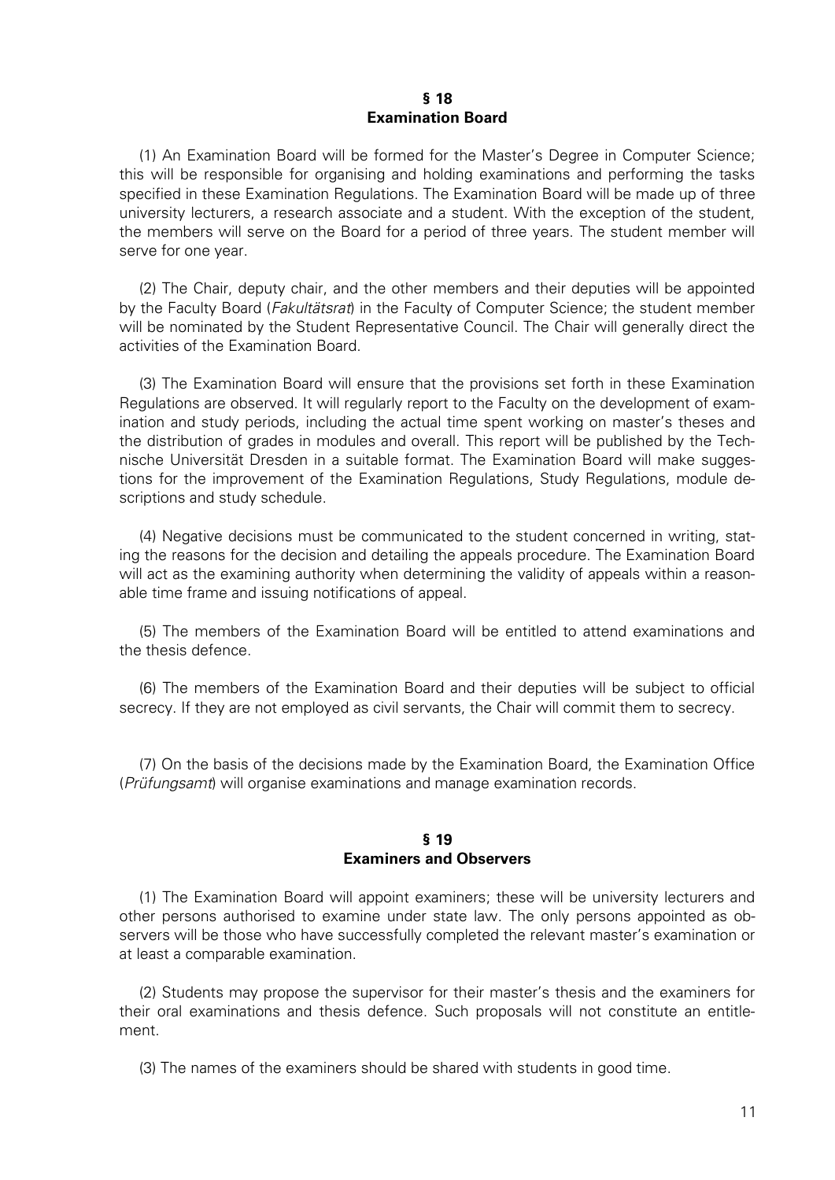## § 18
## Examination Board

(1) An Examination Board will be formed for the Master's Degree in Computer Science; this will be responsible for organising and holding examinations and performing the tasks specified in these Examination Regulations. The Examination Board will be made up of three university lecturers, a research associate and a student. With the exception of the student, the members will serve on the Board for a period of three years. The student member will serve for one year.

(2) The Chair, deputy chair, and the other members and their deputies will be appointed by the Faculty Board (*Fakultätsrat*) in the Faculty of Computer Science; the student member will be nominated by the Student Representative Council. The Chair will generally direct the activities of the Examination Board.

(3) The Examination Board will ensure that the provisions set forth in these Examination Regulations are observed. It will regularly report to the Faculty on the development of examination and study periods, including the actual time spent working on master's theses and the distribution of grades in modules and overall. This report will be published by the Technische Universität Dresden in a suitable format. The Examination Board will make suggestions for the improvement of the Examination Regulations, Study Regulations, module descriptions and study schedule.

(4) Negative decisions must be communicated to the student concerned in writing, stating the reasons for the decision and detailing the appeals procedure. The Examination Board will act as the examining authority when determining the validity of appeals within a reasonable time frame and issuing notifications of appeal.

(5) The members of the Examination Board will be entitled to attend examinations and the thesis defence.

(6) The members of the Examination Board and their deputies will be subject to official secrecy. If they are not employed as civil servants, the Chair will commit them to secrecy.

(7) On the basis of the decisions made by the Examination Board, the Examination Office (*Prüfungsamt*) will organise examinations and manage examination records.

## § 19
## Examiners and Observers

(1) The Examination Board will appoint examiners; these will be university lecturers and other persons authorised to examine under state law. The only persons appointed as observers will be those who have successfully completed the relevant master's examination or at least a comparable examination.

(2) Students may propose the supervisor for their master's thesis and the examiners for their oral examinations and thesis defence. Such proposals will not constitute an entitlement.

(3) The names of the examiners should be shared with students in good time.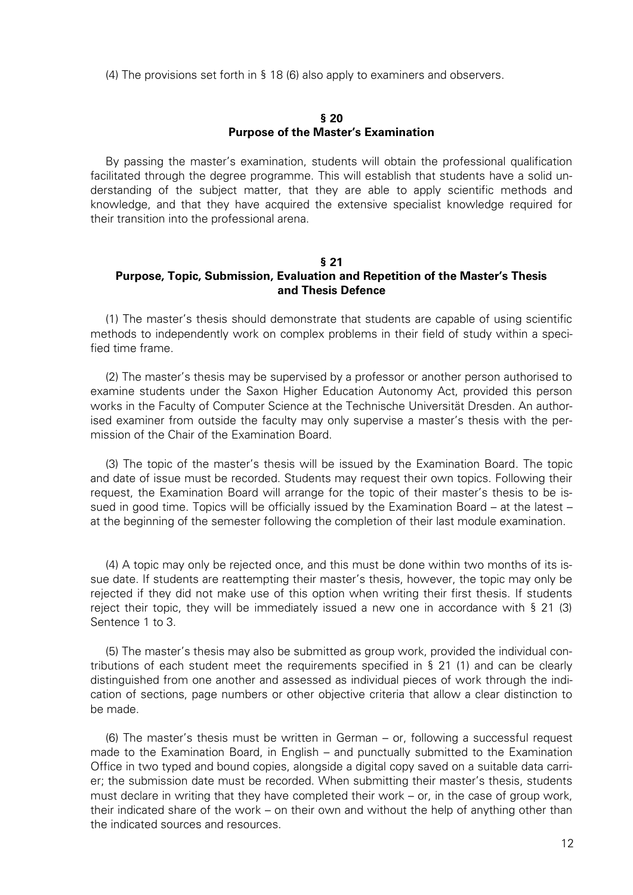(4) The provisions set forth in § 18 (6) also apply to examiners and observers.

## § 20
## Purpose of the Master's Examination

By passing the master's examination, students will obtain the professional qualification facilitated through the degree programme. This will establish that students have a solid understanding of the subject matter, that they are able to apply scientific methods and knowledge, and that they have acquired the extensive specialist knowledge required for their transition into the professional arena.

## § 21
## Purpose, Topic, Submission, Evaluation and Repetition of the Master's Thesis and Thesis Defence

(1) The master's thesis should demonstrate that students are capable of using scientific methods to independently work on complex problems in their field of study within a specified time frame.

(2) The master's thesis may be supervised by a professor or another person authorised to examine students under the Saxon Higher Education Autonomy Act, provided this person works in the Faculty of Computer Science at the Technische Universität Dresden. An authorised examiner from outside the faculty may only supervise a master's thesis with the permission of the Chair of the Examination Board.

(3) The topic of the master's thesis will be issued by the Examination Board. The topic and date of issue must be recorded. Students may request their own topics. Following their request, the Examination Board will arrange for the topic of their master's thesis to be issued in good time. Topics will be officially issued by the Examination Board – at the latest – at the beginning of the semester following the completion of their last module examination.

(4) A topic may only be rejected once, and this must be done within two months of its issue date. If students are reattempting their master's thesis, however, the topic may only be rejected if they did not make use of this option when writing their first thesis. If students reject their topic, they will be immediately issued a new one in accordance with § 21 (3) Sentence 1 to 3.

(5) The master's thesis may also be submitted as group work, provided the individual contributions of each student meet the requirements specified in § 21 (1) and can be clearly distinguished from one another and assessed as individual pieces of work through the indication of sections, page numbers or other objective criteria that allow a clear distinction to be made.

(6) The master's thesis must be written in German – or, following a successful request made to the Examination Board, in English – and punctually submitted to the Examination Office in two typed and bound copies, alongside a digital copy saved on a suitable data carrier; the submission date must be recorded. When submitting their master's thesis, students must declare in writing that they have completed their work – or, in the case of group work, their indicated share of the work – on their own and without the help of anything other than the indicated sources and resources.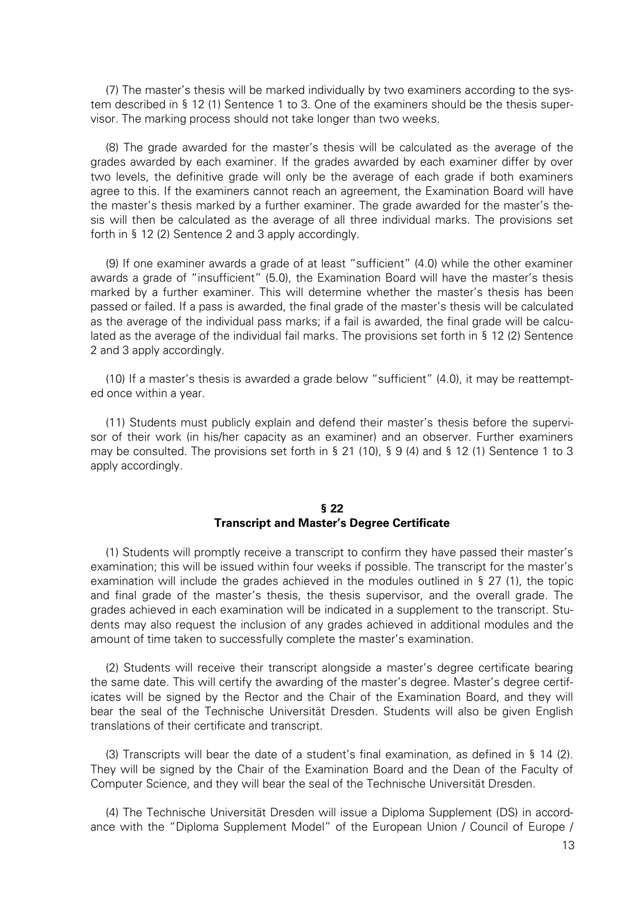(7) The master's thesis will be marked individually by two examiners according to the system described in § 12 (1) Sentence 1 to 3. One of the examiners should be the thesis supervisor. The marking process should not take longer than two weeks.

(8) The grade awarded for the master's thesis will be calculated as the average of the grades awarded by each examiner. If the grades awarded by each examiner differ by over two levels, the definitive grade will only be the average of each grade if both examiners agree to this. If the examiners cannot reach an agreement, the Examination Board will have the master's thesis marked by a further examiner. The grade awarded for the master's thesis will then be calculated as the average of all three individual marks. The provisions set forth in § 12 (2) Sentence 2 and 3 apply accordingly.

(9) If one examiner awards a grade of at least "sufficient" (4.0) while the other examiner awards a grade of "insufficient" (5.0), the Examination Board will have the master's thesis marked by a further examiner. This will determine whether the master's thesis has been passed or failed. If a pass is awarded, the final grade of the master's thesis will be calculated as the average of the individual pass marks; if a fail is awarded, the final grade will be calculated as the average of the individual fail marks. The provisions set forth in § 12 (2) Sentence 2 and 3 apply accordingly.

(10) If a master's thesis is awarded a grade below "sufficient" (4.0), it may be reattempted once within a year.

(11) Students must publicly explain and defend their master's thesis before the supervisor of their work (in his/her capacity as an examiner) and an observer. Further examiners may be consulted. The provisions set forth in § 21 (10), § 9 (4) and § 12 (1) Sentence 1 to 3 apply accordingly.

## § 22
## Transcript and Master's Degree Certificate

(1) Students will promptly receive a transcript to confirm they have passed their master's examination; this will be issued within four weeks if possible. The transcript for the master's examination will include the grades achieved in the modules outlined in § 27 (1), the topic and final grade of the master's thesis, the thesis supervisor, and the overall grade. The grades achieved in each examination will be indicated in a supplement to the transcript. Students may also request the inclusion of any grades achieved in additional modules and the amount of time taken to successfully complete the master's examination.

(2) Students will receive their transcript alongside a master's degree certificate bearing the same date. This will certify the awarding of the master's degree. Master's degree certificates will be signed by the Rector and the Chair of the Examination Board, and they will bear the seal of the Technische Universität Dresden. Students will also be given English translations of their certificate and transcript.

(3) Transcripts will bear the date of a student's final examination, as defined in § 14 (2). They will be signed by the Chair of the Examination Board and the Dean of the Faculty of Computer Science, and they will bear the seal of the Technische Universität Dresden.

(4) The Technische Universität Dresden will issue a Diploma Supplement (DS) in accordance with the "Diploma Supplement Model" of the European Union / Council of Europe /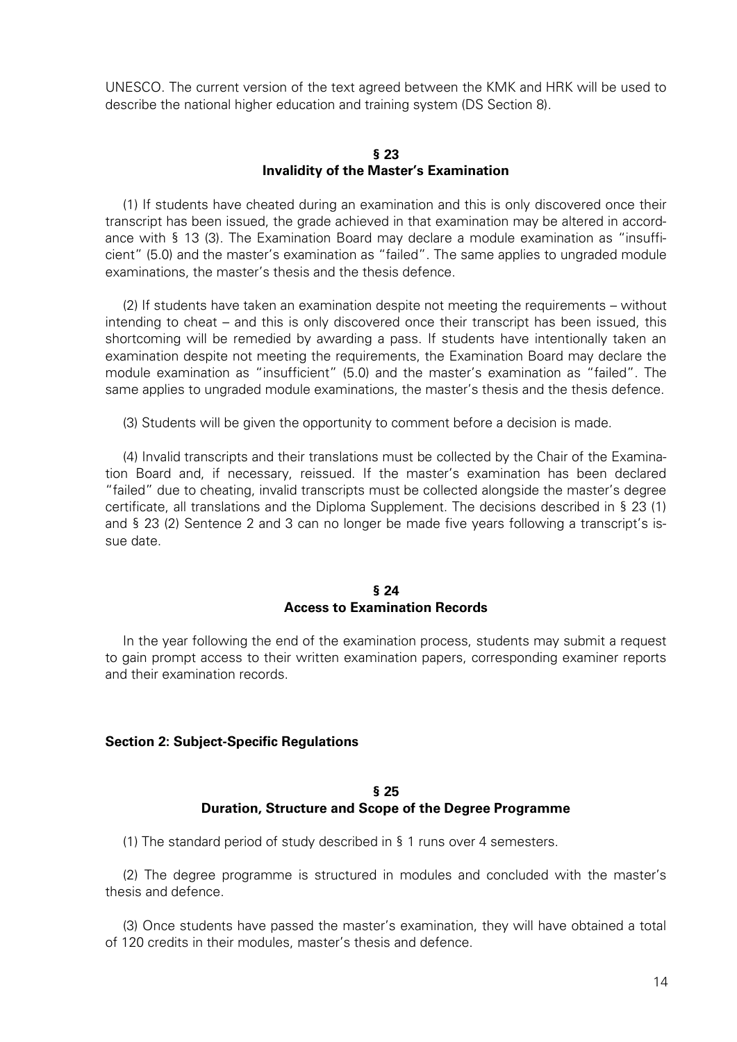UNESCO. The current version of the text agreed between the KMK and HRK will be used to describe the national higher education and training system (DS Section 8).

## § 23
## Invalidity of the Master's Examination

(1) If students have cheated during an examination and this is only discovered once their transcript has been issued, the grade achieved in that examination may be altered in accordance with § 13 (3). The Examination Board may declare a module examination as "insufficient" (5.0) and the master's examination as "failed". The same applies to ungraded module examinations, the master's thesis and the thesis defence.

(2) If students have taken an examination despite not meeting the requirements – without intending to cheat – and this is only discovered once their transcript has been issued, this shortcoming will be remedied by awarding a pass. If students have intentionally taken an examination despite not meeting the requirements, the Examination Board may declare the module examination as "insufficient" (5.0) and the master's examination as "failed". The same applies to ungraded module examinations, the master's thesis and the thesis defence.

(3) Students will be given the opportunity to comment before a decision is made.

(4) Invalid transcripts and their translations must be collected by the Chair of the Examination Board and, if necessary, reissued. If the master's examination has been declared "failed" due to cheating, invalid transcripts must be collected alongside the master's degree certificate, all translations and the Diploma Supplement. The decisions described in § 23 (1) and § 23 (2) Sentence 2 and 3 can no longer be made five years following a transcript's issue date.

## § 24
## Access to Examination Records

In the year following the end of the examination process, students may submit a request to gain prompt access to their written examination papers, corresponding examiner reports and their examination records.

## Section 2: Subject-Specific Regulations

## § 25
## Duration, Structure and Scope of the Degree Programme

(1) The standard period of study described in § 1 runs over 4 semesters.

(2) The degree programme is structured in modules and concluded with the master's thesis and defence.

(3) Once students have passed the master's examination, they will have obtained a total of 120 credits in their modules, master's thesis and defence.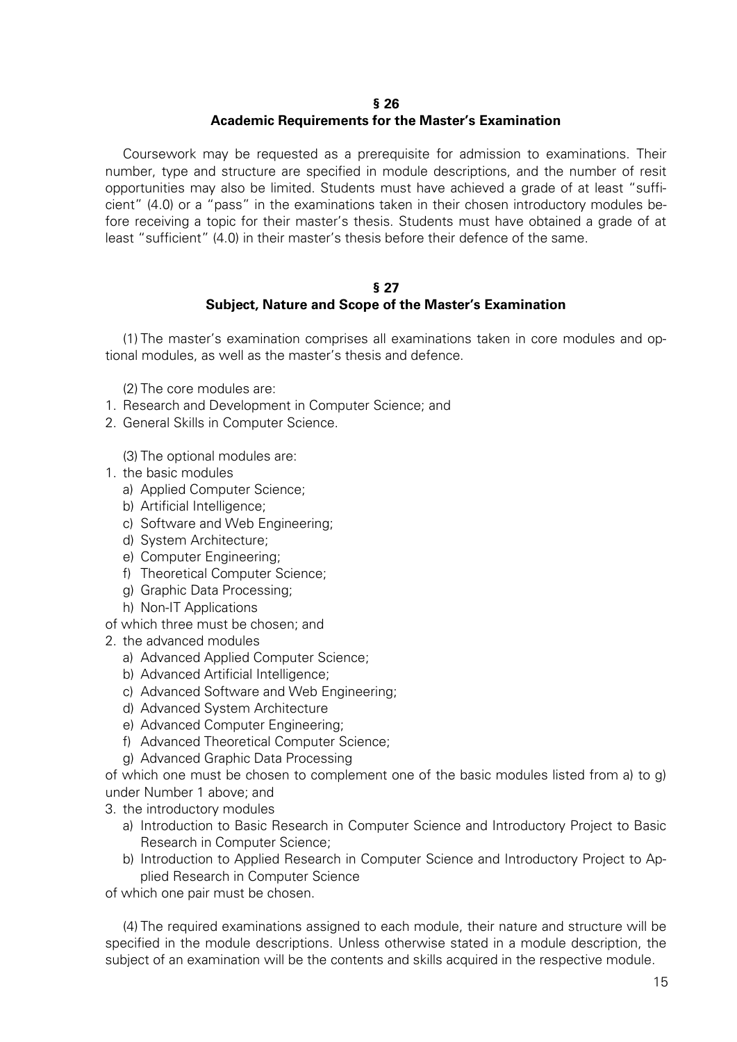## § 26
## Academic Requirements for the Master's Examination

Coursework may be requested as a prerequisite for admission to examinations. Their number, type and structure are specified in module descriptions, and the number of resit opportunities may also be limited. Students must have achieved a grade of at least "sufficient" (4.0) or a "pass" in the examinations taken in their chosen introductory modules before receiving a topic for their master's thesis. Students must have obtained a grade of at least "sufficient" (4.0) in their master's thesis before their defence of the same.

## § 27
## Subject, Nature and Scope of the Master's Examination

(1) The master's examination comprises all examinations taken in core modules and optional modules, as well as the master's thesis and defence.

(2) The core modules are:

1. Research and Development in Computer Science; and
2. General Skills in Computer Science.

(3) The optional modules are:

1. the basic modules
   a) Applied Computer Science;
   b) Artificial Intelligence;
   c) Software and Web Engineering;
   d) System Architecture;
   e) Computer Engineering;
   f) Theoretical Computer Science;
   g) Graphic Data Processing;
   h) Non-IT Applications

of which three must be chosen; and

2. the advanced modules
   a) Advanced Applied Computer Science;
   b) Advanced Artificial Intelligence;
   c) Advanced Software and Web Engineering;
   d) Advanced System Architecture
   e) Advanced Computer Engineering;
   f) Advanced Theoretical Computer Science;
   g) Advanced Graphic Data Processing

of which one must be chosen to complement one of the basic modules listed from a) to g) under Number 1 above; and

3. the introductory modules
   a) Introduction to Basic Research in Computer Science and Introductory Project to Basic Research in Computer Science;
   b) Introduction to Applied Research in Computer Science and Introductory Project to Applied Research in Computer Science

of which one pair must be chosen.

(4) The required examinations assigned to each module, their nature and structure will be specified in the module descriptions. Unless otherwise stated in a module description, the subject of an examination will be the contents and skills acquired in the respective module.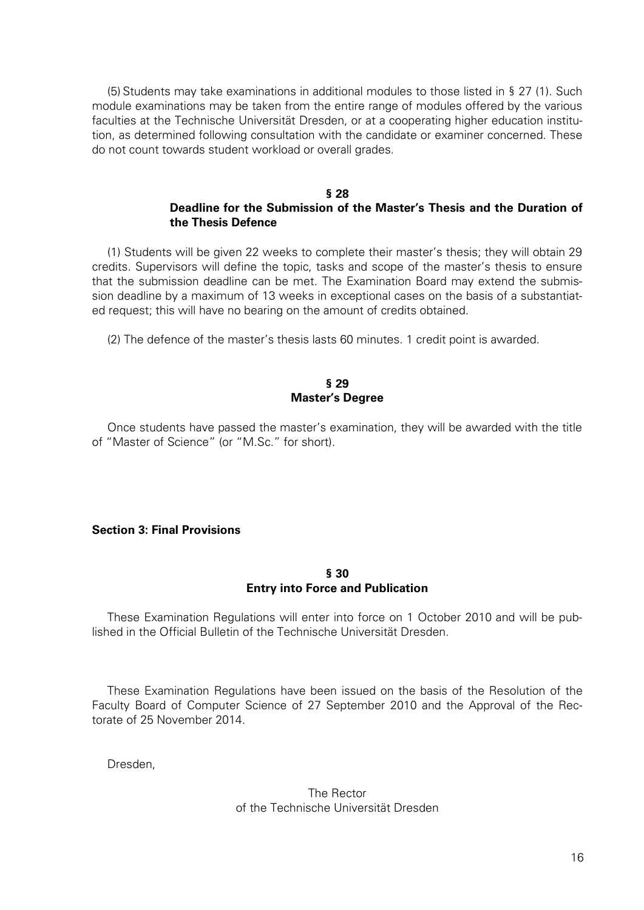(5) Students may take examinations in additional modules to those listed in § 27 (1). Such module examinations may be taken from the entire range of modules offered by the various faculties at the Technische Universität Dresden, or at a cooperating higher education institution, as determined following consultation with the candidate or examiner concerned. These do not count towards student workload or overall grades.

### § 28
### Deadline for the Submission of the Master's Thesis and the Duration of the Thesis Defence

(1) Students will be given 22 weeks to complete their master's thesis; they will obtain 29 credits. Supervisors will define the topic, tasks and scope of the master's thesis to ensure that the submission deadline can be met. The Examination Board may extend the submission deadline by a maximum of 13 weeks in exceptional cases on the basis of a substantiated request; this will have no bearing on the amount of credits obtained.

(2) The defence of the master's thesis lasts 60 minutes. 1 credit point is awarded.

### § 29
### Master's Degree

Once students have passed the master's examination, they will be awarded with the title of "Master of Science" (or "M.Sc." for short).

## Section 3: Final Provisions

### § 30
### Entry into Force and Publication

These Examination Regulations will enter into force on 1 October 2010 and will be published in the Official Bulletin of the Technische Universität Dresden.

These Examination Regulations have been issued on the basis of the Resolution of the Faculty Board of Computer Science of 27 September 2010 and the Approval of the Rectorate of 25 November 2014.

Dresden,

The Rector
of the Technische Universität Dresden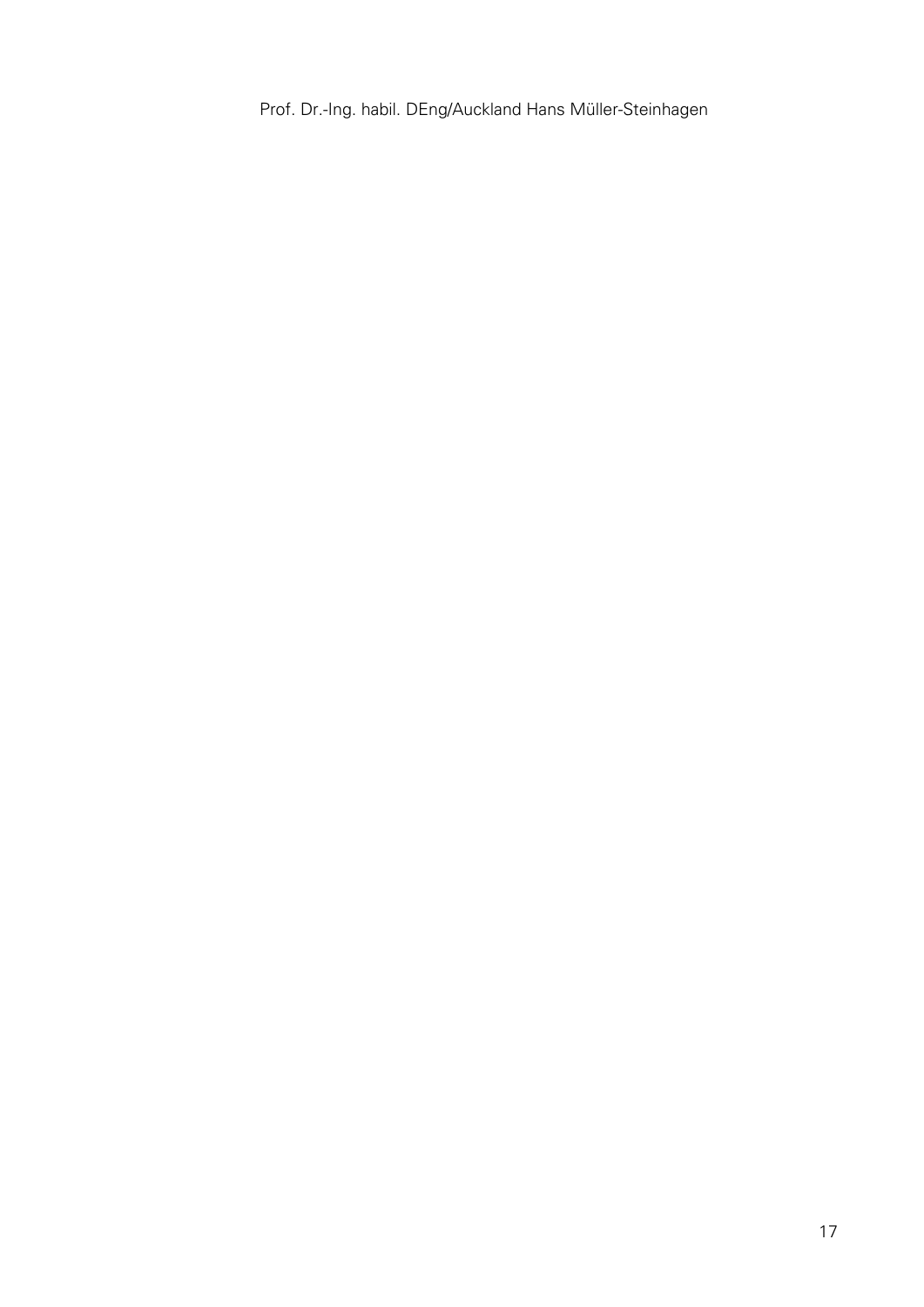Prof. Dr.-Ing. habil. DEng/Auckland Hans Müller-Steinhagen